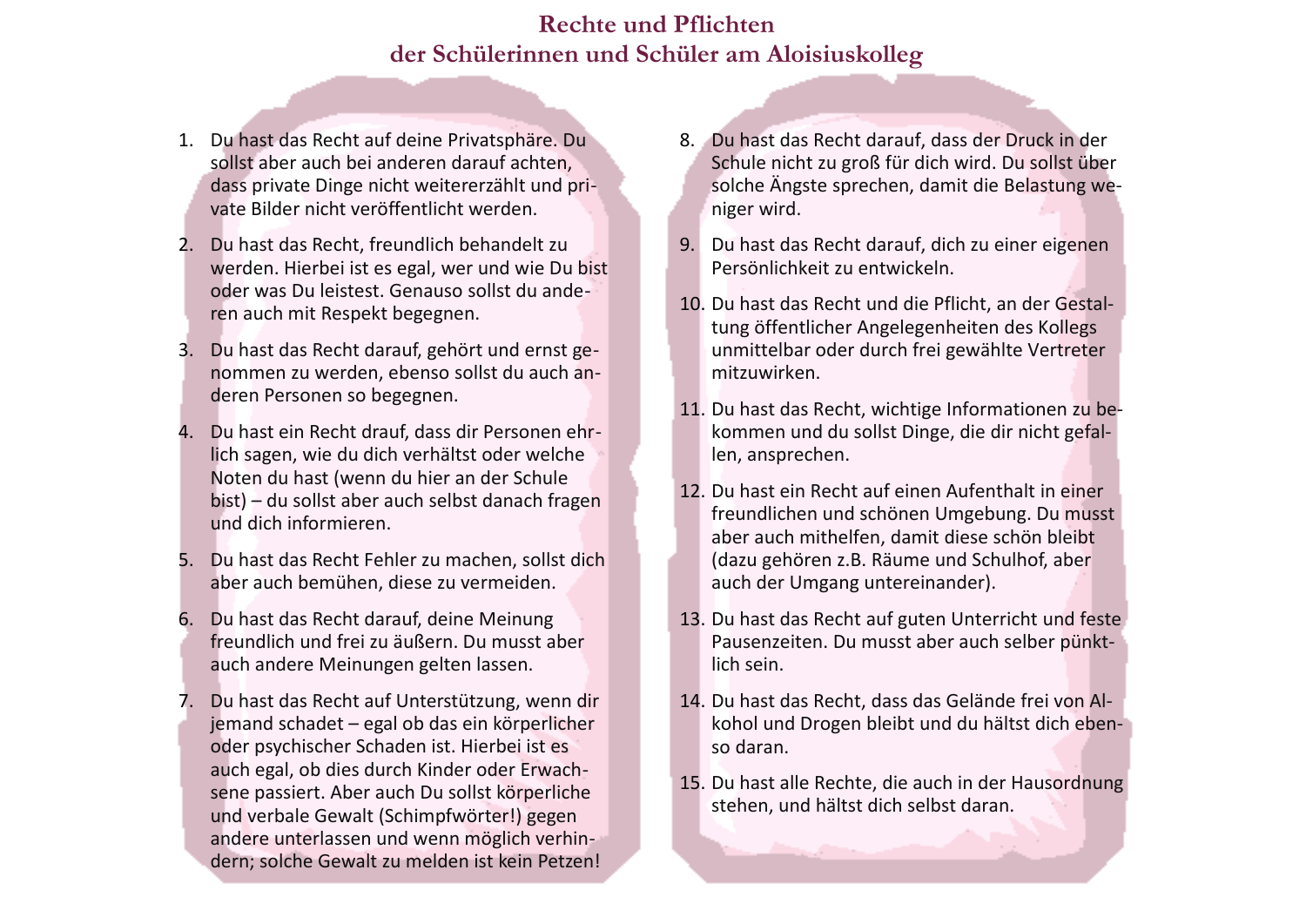# Rechte und Pflichten der Schülerinnen und Schüler am Aloisiuskolleg

1. Du hast das Recht auf deine Privatsphäre. Du sollst aber auch bei anderen darauf achten, dass private Dinge nicht weitererzählt und private Bilder nicht veröffentlicht werden.
2. Du hast das Recht, freundlich behandelt zu werden. Hierbei ist es egal, wer und wie Du bist oder was Du leistest. Genauso sollst du anderen auch mit Respekt begegnen.
3. Du hast das Recht darauf, gehört und ernst genommen zu werden, ebenso sollst du auch anderen Personen so begegnen.
4. Du hast ein Recht drauf, dass dir Personen ehrlich sagen, wie du dich verhältst oder welche Noten du hast (wenn du hier an der Schule bist) – du sollst aber auch selbst danach fragen und dich informieren.
5. Du hast das Recht Fehler zu machen, sollst dich aber auch bemühen, diese zu vermeiden.
6. Du hast das Recht darauf, deine Meinung freundlich und frei zu äußern. Du musst aber auch andere Meinungen gelten lassen.
7. Du hast das Recht auf Unterstützung, wenn dir jemand schadet – egal ob das ein körperlicher oder psychischer Schaden ist. Hierbei ist es auch egal, ob dies durch Kinder oder Erwachsene passiert. Aber auch Du sollst körperliche und verbale Gewalt (Schimpfwörter!) gegen andere unterlassen und wenn möglich verhindern; solche Gewalt zu melden ist kein Petzen!
8. Du hast das Recht darauf, dass der Druck in der Schule nicht zu groß für dich wird. Du sollst über solche Ängste sprechen, damit die Belastung weniger wird.
9. Du hast das Recht darauf, dich zu einer eigenen Persönlichkeit zu entwickeln.
10. Du hast das Recht und die Pflicht, an der Gestaltung öffentlicher Angelegenheiten des Kollegs unmittelbar oder durch frei gewählte Vertreter mitzuwirken.
11. Du hast das Recht, wichtige Informationen zu bekommen und du sollst Dinge, die dir nicht gefallen, ansprechen.
12. Du hast ein Recht auf einen Aufenthalt in einer freundlichen und schönen Umgebung. Du musst aber auch mithelfen, damit diese schön bleibt (dazu gehören z.B. Räume und Schulhof, aber auch der Umgang untereinander).
13. Du hast das Recht auf guten Unterricht und feste Pausenzeiten. Du musst aber auch selber pünktlich sein.
14. Du hast das Recht, dass das Gelände frei von Alkohol und Drogen bleibt und du hältst dich ebenso daran.
15. Du hast alle Rechte, die auch in der Hausordnung stehen, und hältst dich selbst daran.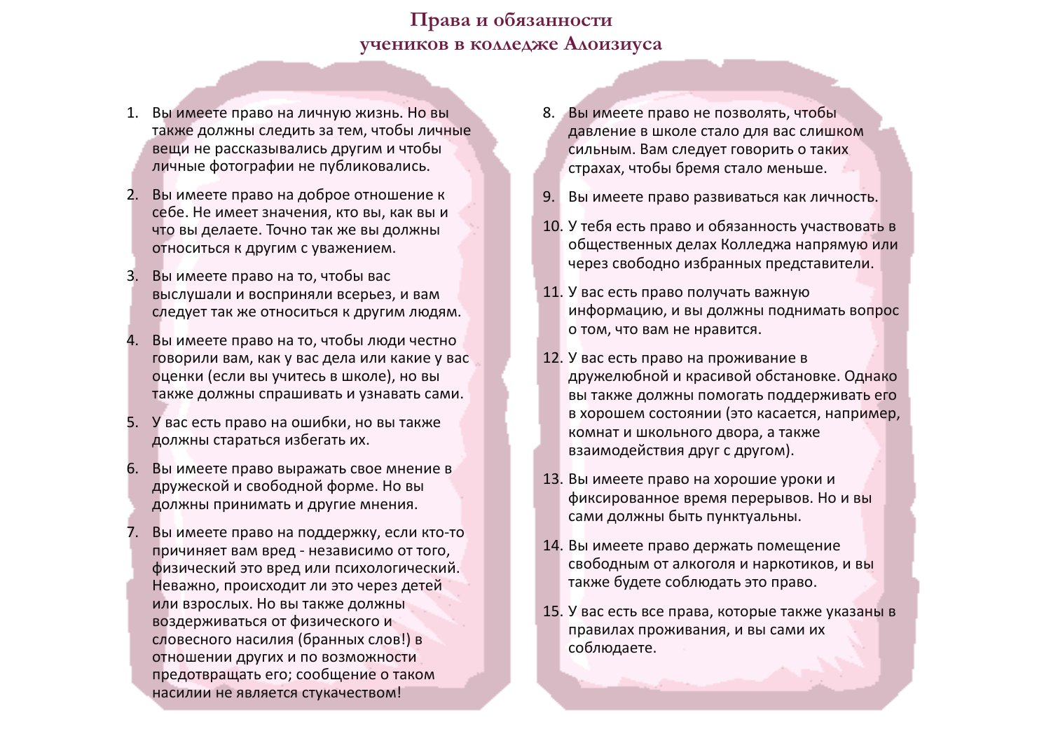# Права и обязанности учеников в колледже Алоизиуса

1. Вы имеете право на личную жизнь. Но вы также должны следить за тем, чтобы личные вещи не рассказывались другим и чтобы личные фотографии не публиковались.
2. Вы имеете право на доброе отношение к себе. Не имеет значения, кто вы, как вы и что вы делаете. Точно так же вы должны относиться к другим с уважением.
3. Вы имеете право на то, чтобы вас выслушали и восприняли всерьез, и вам следует так же относиться к другим людям.
4. Вы имеете право на то, чтобы люди честно говорили вам, как у вас дела или какие у вас оценки (если вы учитесь в школе), но вы также должны спрашивать и узнавать сами.
5. У вас есть право на ошибки, но вы также должны стараться избегать их.
6. Вы имеете право выражать свое мнение в дружеской и свободной форме. Но вы должны принимать и другие мнения.
7. Вы имеете право на поддержку, если кто-то причиняет вам вред - независимо от того, физический это вред или психологический. Неважно, происходит ли это через детей или взрослых. Но вы также должны воздерживаться от физического и словесного насилия (бранных слов!) в отношении других и по возможности предотвращать его; сообщение о таком насилии не является стукачеством!
8. Вы имеете право не позволять, чтобы давление в школе стало для вас слишком сильным. Вам следует говорить о таких страхах, чтобы бремя стало меньше.
9. Вы имеете право развиваться как личность.
10. У тебя есть право и обязанность участвовать в общественных делах Колледжа напрямую или через свободно избранных представители.
11. У вас есть право получать важную информацию, и вы должны поднимать вопрос о том, что вам не нравится.
12. У вас есть право на проживание в дружелюбной и красивой обстановке. Однако вы также должны помогать поддерживать его в хорошем состоянии (это касается, например, комнат и школьного двора, а также взаимодействия друг с другом).
13. Вы имеете право на хорошие уроки и фиксированное время перерывов. Но и вы сами должны быть пунктуальны.
14. Вы имеете право держать помещение свободным от алкоголя и наркотиков, и вы также будете соблюдать это право.
15. У вас есть все права, которые также указаны в правилах проживания, и вы сами их соблюдаете.